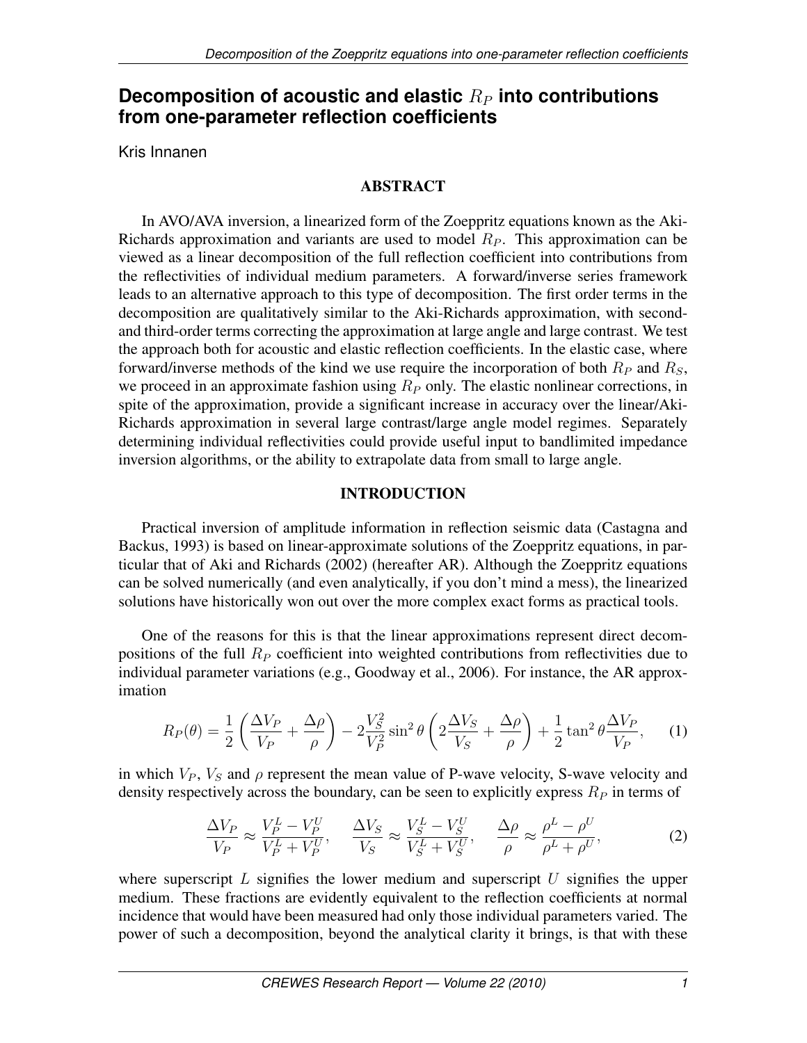# Decomposition of acoustic and elastic $R_P$ into contributions from one-parameter reflection coefficients

Kris Innanen

## ABSTRACT

In AVO/AVA inversion, a linearized form of the Zoeppritz equations known as the Aki-Richards approximation and variants are used to model $R_P$. This approximation can be viewed as a linear decomposition of the full reflection coefficient into contributions from the reflectivities of individual medium parameters. A forward/inverse series framework leads to an alternative approach to this type of decomposition. The first order terms in the decomposition are qualitatively similar to the Aki-Richards approximation, with second- and third-order terms correcting the approximation at large angle and large contrast. We test the approach both for acoustic and elastic reflection coefficients. In the elastic case, where forward/inverse methods of the kind we use require the incorporation of both $R_P$ and $R_S$, we proceed in an approximate fashion using $R_P$ only. The elastic nonlinear corrections, in spite of the approximation, provide a significant increase in accuracy over the linear/Aki-Richards approximation in several large contrast/large angle model regimes. Separately determining individual reflectivities could provide useful input to bandlimited impedance inversion algorithms, or the ability to extrapolate data from small to large angle.

## INTRODUCTION

Practical inversion of amplitude information in reflection seismic data (Castagna and Backus, 1993) is based on linear-approximate solutions of the Zoeppritz equations, in particular that of Aki and Richards (2002) (hereafter AR). Although the Zoeppritz equations can be solved numerically (and even analytically, if you don't mind a mess), the linearized solutions have historically won out over the more complex exact forms as practical tools.

One of the reasons for this is that the linear approximations represent direct decompositions of the full $R_P$ coefficient into weighted contributions from reflectivities due to individual parameter variations (e.g., Goodway et al., 2006). For instance, the AR approximation

$$R_P(\theta) = \frac{1}{2}\left(\frac{\Delta V_P}{V_P} + \frac{\Delta \rho}{\rho}\right) - 2\frac{V_S^2}{V_P^2}\sin^2\theta\left(2\frac{\Delta V_S}{V_S} + \frac{\Delta \rho}{\rho}\right) + \frac{1}{2}\tan^2\theta\frac{\Delta V_P}{V_P}, \quad (1)$$

in which $V_P$, $V_S$ and $\rho$ represent the mean value of P-wave velocity, S-wave velocity and density respectively across the boundary, can be seen to explicitly express $R_P$ in terms of

$$\frac{\Delta V_P}{V_P} \approx \frac{V_P^L - V_P^U}{V_P^L + V_P^U}, \quad \frac{\Delta V_S}{V_S} \approx \frac{V_S^L - V_S^U}{V_S^L + V_S^U}, \quad \frac{\Delta \rho}{\rho} \approx \frac{\rho^L - \rho^U}{\rho^L + \rho^U}, \quad (2)$$

where superscript $L$ signifies the lower medium and superscript $U$ signifies the upper medium. These fractions are evidently equivalent to the reflection coefficients at normal incidence that would have been measured had only those individual parameters varied. The power of such a decomposition, beyond the analytical clarity it brings, is that with these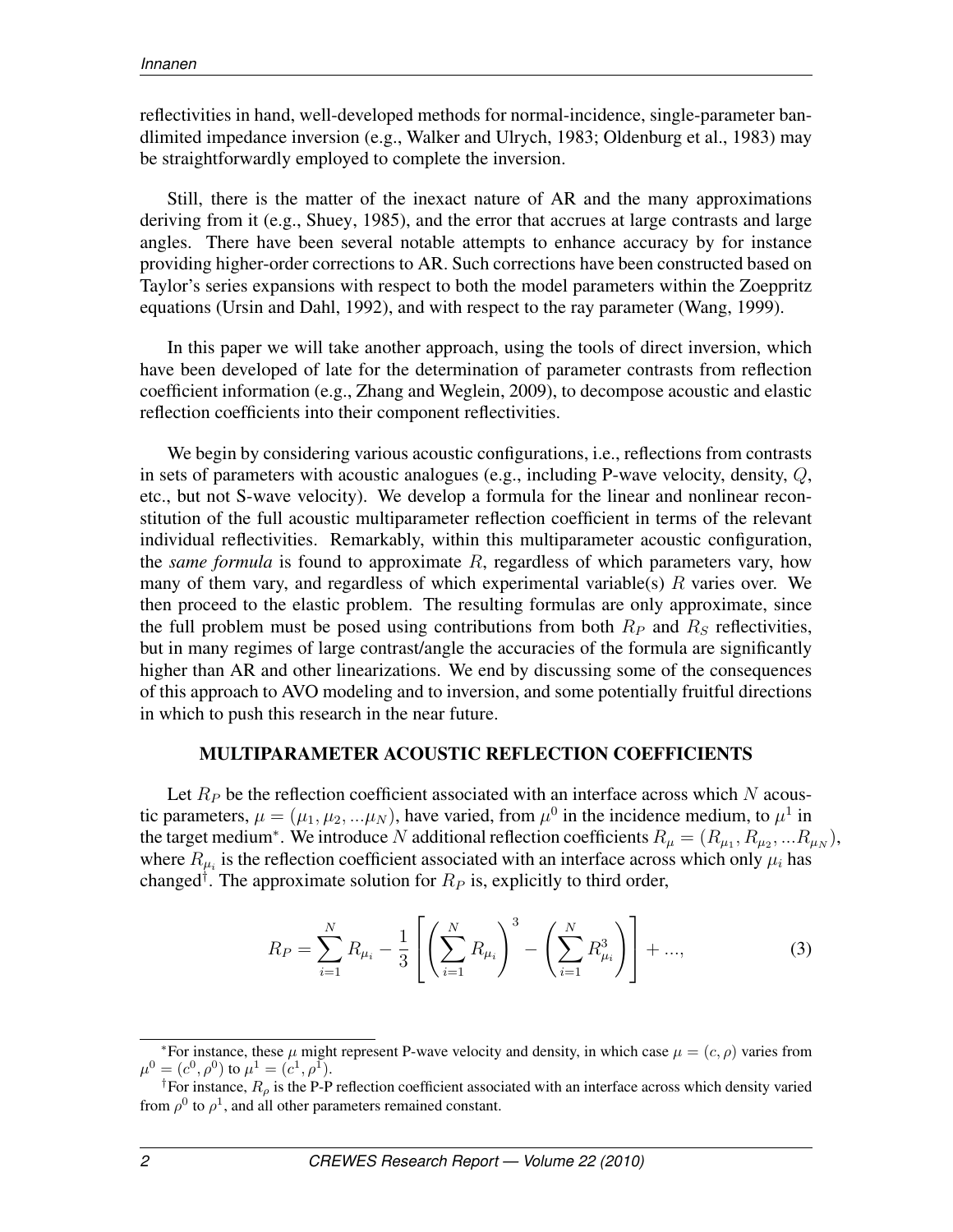reflectivities in hand, well-developed methods for normal-incidence, single-parameter bandlimited impedance inversion (e.g., Walker and Ulrych, 1983; Oldenburg et al., 1983) may be straightforwardly employed to complete the inversion.

Still, there is the matter of the inexact nature of AR and the many approximations deriving from it (e.g., Shuey, 1985), and the error that accrues at large contrasts and large angles. There have been several notable attempts to enhance accuracy by for instance providing higher-order corrections to AR. Such corrections have been constructed based on Taylor's series expansions with respect to both the model parameters within the Zoeppritz equations (Ursin and Dahl, 1992), and with respect to the ray parameter (Wang, 1999).

In this paper we will take another approach, using the tools of direct inversion, which have been developed of late for the determination of parameter contrasts from reflection coefficient information (e.g., Zhang and Weglein, 2009), to decompose acoustic and elastic reflection coefficients into their component reflectivities.

We begin by considering various acoustic configurations, i.e., reflections from contrasts in sets of parameters with acoustic analogues (e.g., including P-wave velocity, density, $Q$, etc., but not S-wave velocity). We develop a formula for the linear and nonlinear reconstitution of the full acoustic multiparameter reflection coefficient in terms of the relevant individual reflectivities. Remarkably, within this multiparameter acoustic configuration, the ***same formula*** is found to approximate $R$, regardless of which parameters vary, how many of them vary, and regardless of which experimental variable(s) $R$ varies over. We then proceed to the elastic problem. The resulting formulas are only approximate, since the full problem must be posed using contributions from both $R_P$ and $R_S$ reflectivities, but in many regimes of large contrast/angle the accuracies of the formula are significantly higher than AR and other linearizations. We end by discussing some of the consequences of this approach to AVO modeling and to inversion, and some potentially fruitful directions in which to push this research in the near future.

## MULTIPARAMETER ACOUSTIC REFLECTION COEFFICIENTS

Let $R_P$ be the reflection coefficient associated with an interface across which $N$ acoustic parameters, $\mu = (\mu_1, \mu_2, ...\mu_N)$, have varied, from $\mu^0$ in the incidence medium, to $\mu^1$ in the target medium*. We introduce $N$ additional reflection coefficients $R_\mu = (R_{\mu_1}, R_{\mu_2}, ...R_{\mu_N})$, where $R_{\mu_i}$ is the reflection coefficient associated with an interface across which only $\mu_i$ has changed†. The approximate solution for $R_P$ is, explicitly to third order,

$$R_P = \sum_{i=1}^{N} R_{\mu_i} - \frac{1}{3}\left[\left(\sum_{i=1}^{N} R_{\mu_i}\right)^3 - \left(\sum_{i=1}^{N} R_{\mu_i}^3\right)\right] + ..., \tag{3}$$

*For instance, these $\mu$ might represent P-wave velocity and density, in which case $\mu = (c, \rho)$ varies from $\mu^0 = (c^0, \rho^0)$ to $\mu^1 = (c^1, \rho^1)$.

†For instance, $R_\rho$ is the P-P reflection coefficient associated with an interface across which density varied from $\rho^0$ to $\rho^1$, and all other parameters remained constant.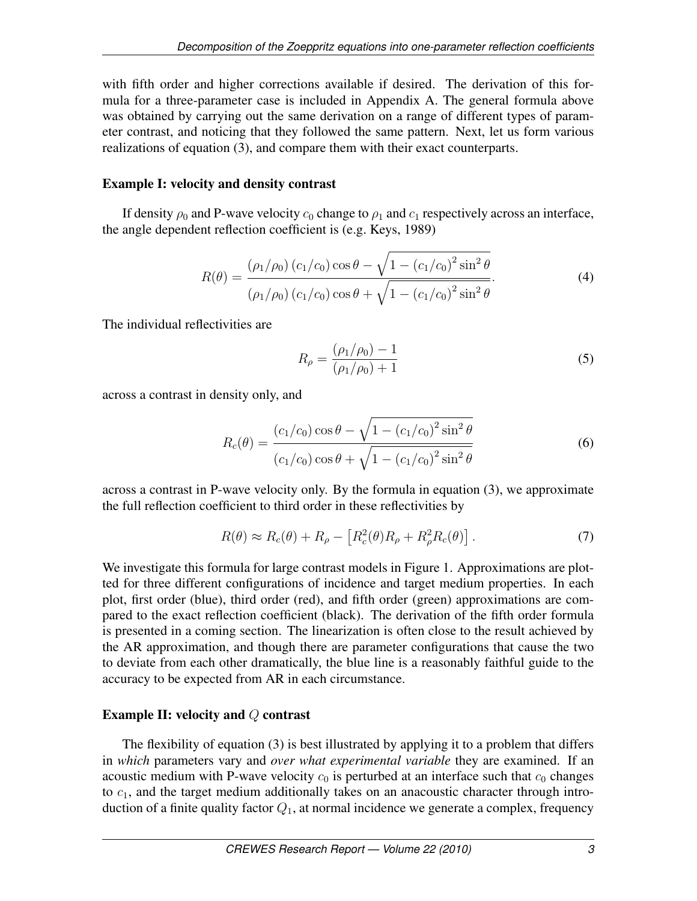with fifth order and higher corrections available if desired. The derivation of this formula for a three-parameter case is included in Appendix A. The general formula above was obtained by carrying out the same derivation on a range of different types of parameter contrast, and noticing that they followed the same pattern. Next, let us form various realizations of equation (3), and compare them with their exact counterparts.

### Example I: velocity and density contrast

If density $\rho_0$ and P-wave velocity $c_0$ change to $\rho_1$ and $c_1$ respectively across an interface, the angle dependent reflection coefficient is (e.g. Keys, 1989)

$$R(\theta) = \frac{(\rho_1/\rho_0)(c_1/c_0)\cos\theta - \sqrt{1-(c_1/c_0)^2\sin^2\theta}}{(\rho_1/\rho_0)(c_1/c_0)\cos\theta + \sqrt{1-(c_1/c_0)^2\sin^2\theta}}. \tag{4}$$

The individual reflectivities are

$$R_\rho = \frac{(\rho_1/\rho_0) - 1}{(\rho_1/\rho_0) + 1} \tag{5}$$

across a contrast in density only, and

$$R_c(\theta) = \frac{(c_1/c_0)\cos\theta - \sqrt{1-(c_1/c_0)^2\sin^2\theta}}{(c_1/c_0)\cos\theta + \sqrt{1-(c_1/c_0)^2\sin^2\theta}} \tag{6}$$

across a contrast in P-wave velocity only. By the formula in equation (3), we approximate the full reflection coefficient to third order in these reflectivities by

$$R(\theta) \approx R_c(\theta) + R_\rho - \left[R_c^2(\theta)R_\rho + R_\rho^2 R_c(\theta)\right]. \tag{7}$$

We investigate this formula for large contrast models in Figure 1. Approximations are plotted for three different configurations of incidence and target medium properties. In each plot, first order (blue), third order (red), and fifth order (green) approximations are compared to the exact reflection coefficient (black). The derivation of the fifth order formula is presented in a coming section. The linearization is often close to the result achieved by the AR approximation, and though there are parameter configurations that cause the two to deviate from each other dramatically, the blue line is a reasonably faithful guide to the accuracy to be expected from AR in each circumstance.

### Example II: velocity and $Q$ contrast

The flexibility of equation (3) is best illustrated by applying it to a problem that differs in *which* parameters vary and *over what experimental variable* they are examined. If an acoustic medium with P-wave velocity $c_0$ is perturbed at an interface such that $c_0$ changes to $c_1$, and the target medium additionally takes on an anacoustic character through introduction of a finite quality factor $Q_1$, at normal incidence we generate a complex, frequency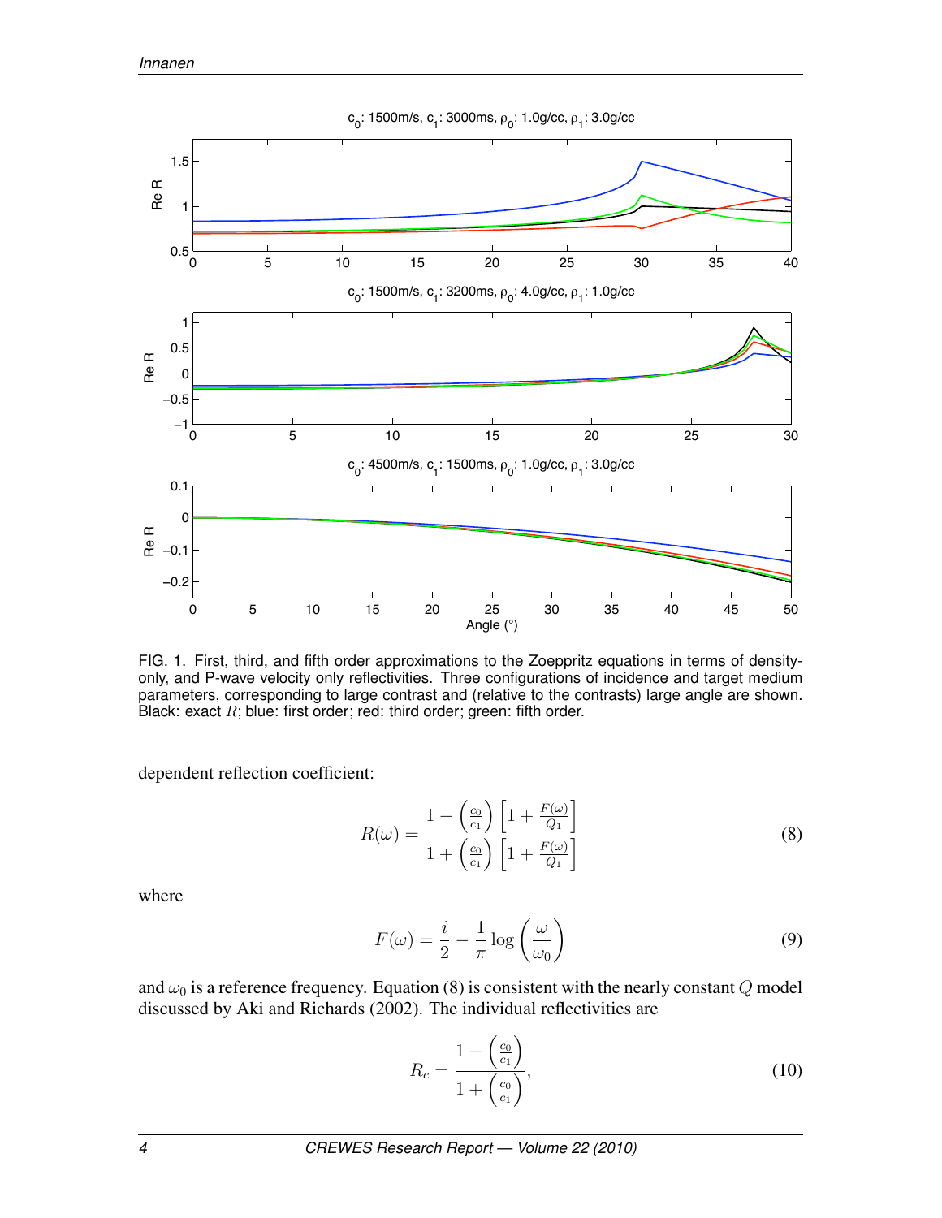FIG. 1. First, third, and fifth order approximations to the Zoeppritz equations in terms of density-only, and P-wave velocity only reflectivities. Three configurations of incidence and target medium parameters, corresponding to large contrast and (relative to the contrasts) large angle are shown. Black: exact $R$; blue: first order; red: third order; green: fifth order.

dependent reflection coefficient:

$$R(\omega) = \frac{1 - \left(\frac{c_0}{c_1}\right)\left[1 + \frac{F(\omega)}{Q_1}\right]}{1 + \left(\frac{c_0}{c_1}\right)\left[1 + \frac{F(\omega)}{Q_1}\right]} \tag{8}$$

where

$$F(\omega) = \frac{i}{2} - \frac{1}{\pi}\log\left(\frac{\omega}{\omega_0}\right) \tag{9}$$

and $\omega_0$ is a reference frequency. Equation (8) is consistent with the nearly constant $Q$ model discussed by Aki and Richards (2002). The individual reflectivities are

$$R_c = \frac{1 - \left(\frac{c_0}{c_1}\right)}{1 + \left(\frac{c_0}{c_1}\right)}, \tag{10}$$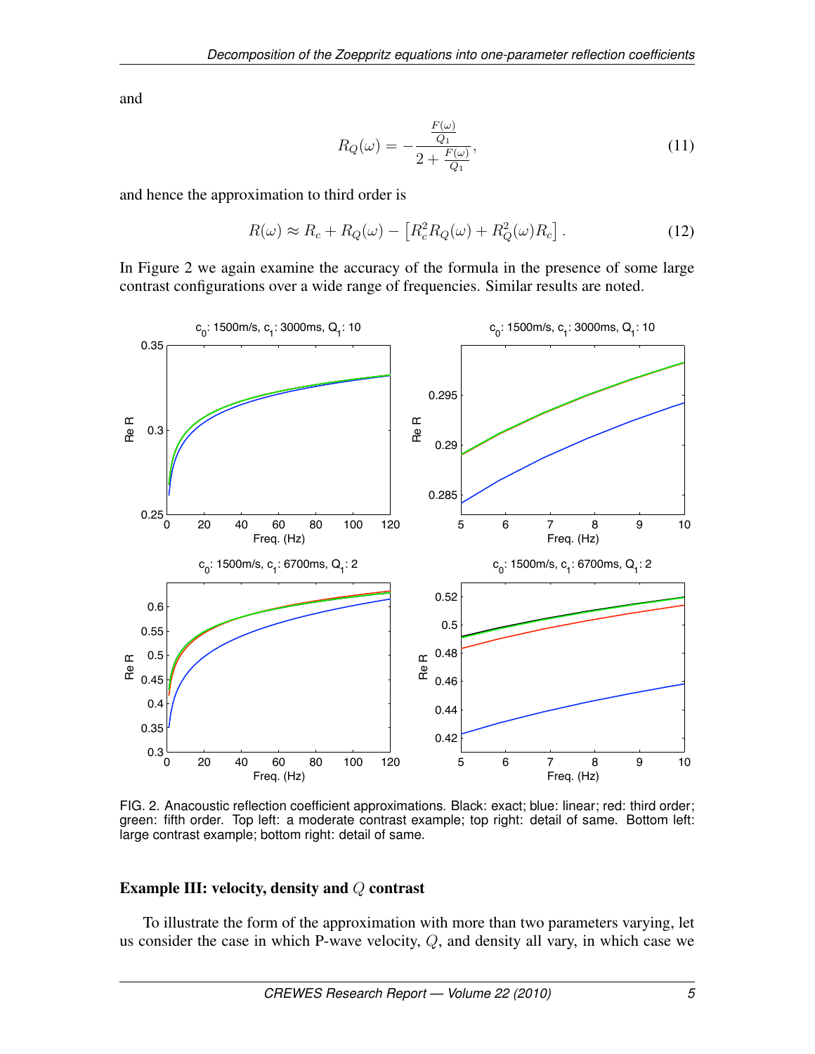and

$$R_Q(\omega) = -\frac{\frac{F(\omega)}{Q_1}}{2 + \frac{F(\omega)}{Q_1}}, \tag{11}$$

and hence the approximation to third order is

$$R(\omega) \approx R_c + R_Q(\omega) - \left[R_c^2 R_Q(\omega) + R_Q^2(\omega) R_c\right]. \tag{12}$$

In Figure 2 we again examine the accuracy of the formula in the presence of some large contrast configurations over a wide range of frequencies. Similar results are noted.

FIG. 2. Anacoustic reflection coefficient approximations. Black: exact; blue: linear; red: third order; green: fifth order. Top left: a moderate contrast example; top right: detail of same. Bottom left: large contrast example; bottom right: detail of same.

## Example III: velocity, density and $Q$ contrast

To illustrate the form of the approximation with more than two parameters varying, let us consider the case in which P-wave velocity, $Q$, and density all vary, in which case we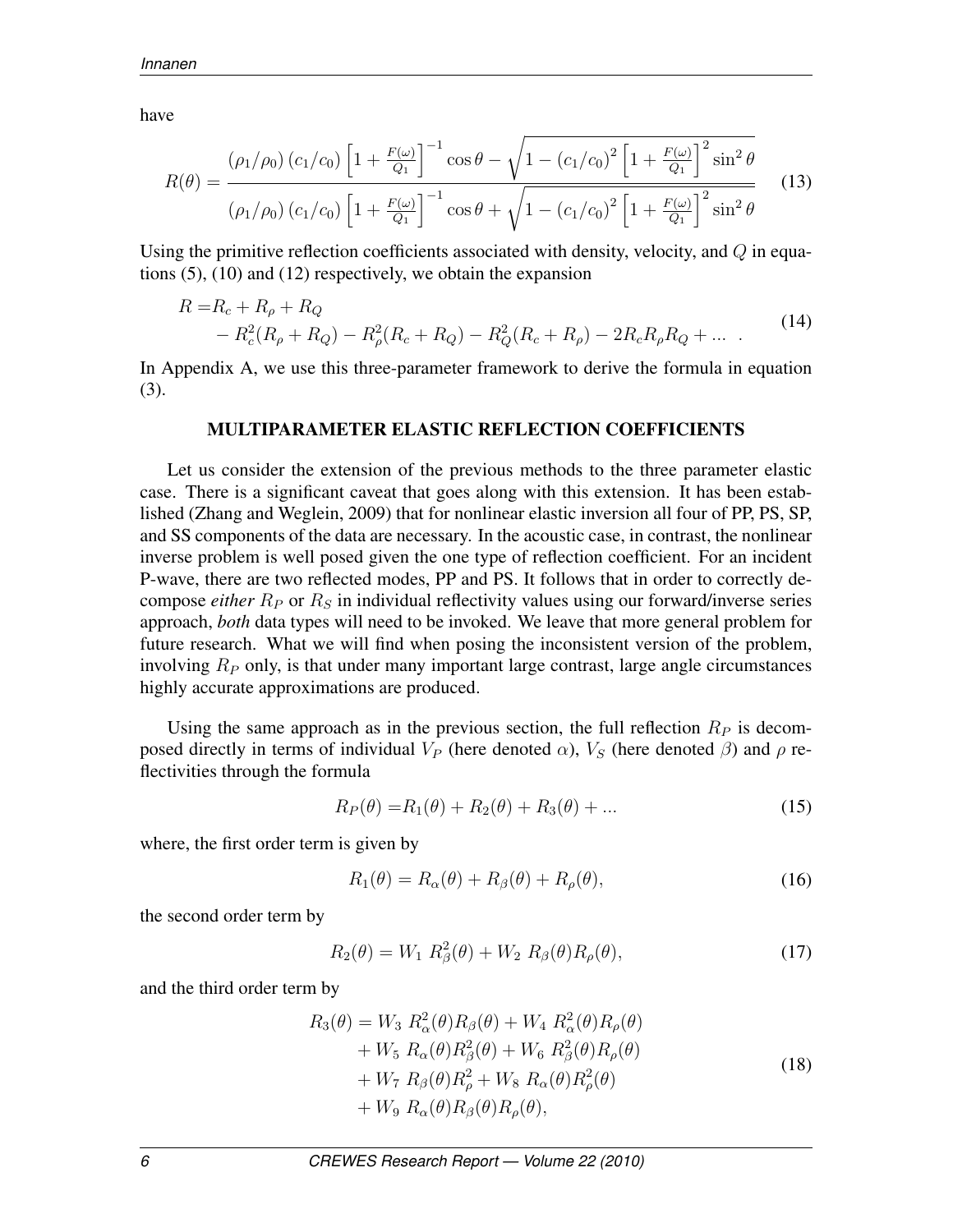have

$$
R(\theta) = \frac{(\rho_1/\rho_0)\,(c_1/c_0)\left[1+\frac{F(\omega)}{Q_1}\right]^{-1}\cos\theta - \sqrt{1-(c_1/c_0)^2\left[1+\frac{F(\omega)}{Q_1}\right]^2\sin^2\theta}}{(\rho_1/\rho_0)\,(c_1/c_0)\left[1+\frac{F(\omega)}{Q_1}\right]^{-1}\cos\theta + \sqrt{1-(c_1/c_0)^2\left[1+\frac{F(\omega)}{Q_1}\right]^2\sin^2\theta}} \tag{13}
$$

Using the primitive reflection coefficients associated with density, velocity, and $Q$ in equations (5), (10) and (12) respectively, we obtain the expansion

$$
\begin{aligned}
R =& R_c + R_\rho + R_Q \\
& - R_c^2(R_\rho + R_Q) - R_\rho^2(R_c + R_Q) - R_Q^2(R_c + R_\rho) - 2R_cR_\rho R_Q + ... \ .
\end{aligned} \tag{14}
$$

In Appendix A, we use this three-parameter framework to derive the formula in equation (3).

## MULTIPARAMETER ELASTIC REFLECTION COEFFICIENTS

Let us consider the extension of the previous methods to the three parameter elastic case. There is a significant caveat that goes along with this extension. It has been established (Zhang and Weglein, 2009) that for nonlinear elastic inversion all four of PP, PS, SP, and SS components of the data are necessary. In the acoustic case, in contrast, the nonlinear inverse problem is well posed given the one type of reflection coefficient. For an incident P-wave, there are two reflected modes, PP and PS. It follows that in order to correctly decompose *either* $R_P$ or $R_S$ in individual reflectivity values using our forward/inverse series approach, *both* data types will need to be invoked. We leave that more general problem for future research. What we will find when posing the inconsistent version of the problem, involving $R_P$ only, is that under many important large contrast, large angle circumstances highly accurate approximations are produced.

Using the same approach as in the previous section, the full reflection $R_P$ is decomposed directly in terms of individual $V_P$ (here denoted $\alpha$), $V_S$ (here denoted $\beta$) and $\rho$ reflectivities through the formula

$$
R_P(\theta) = R_1(\theta) + R_2(\theta) + R_3(\theta) + ... \tag{15}
$$

where, the first order term is given by

$$
R_1(\theta) = R_\alpha(\theta) + R_\beta(\theta) + R_\rho(\theta), \tag{16}
$$

the second order term by

$$
R_2(\theta) = W_1\ R_\beta^2(\theta) + W_2\ R_\beta(\theta)R_\rho(\theta), \tag{17}
$$

and the third order term by

$$
\begin{aligned}
R_3(\theta) = & W_3\ R_\alpha^2(\theta)R_\beta(\theta) + W_4\ R_\alpha^2(\theta)R_\rho(\theta) \\
& + W_5\ R_\alpha(\theta)R_\beta^2(\theta) + W_6\ R_\beta^2(\theta)R_\rho(\theta) \\
& + W_7\ R_\beta(\theta)R_\rho^2 + W_8\ R_\alpha(\theta)R_\rho^2(\theta) \\
& + W_9\ R_\alpha(\theta)R_\beta(\theta)R_\rho(\theta),
\end{aligned} \tag{18}
$$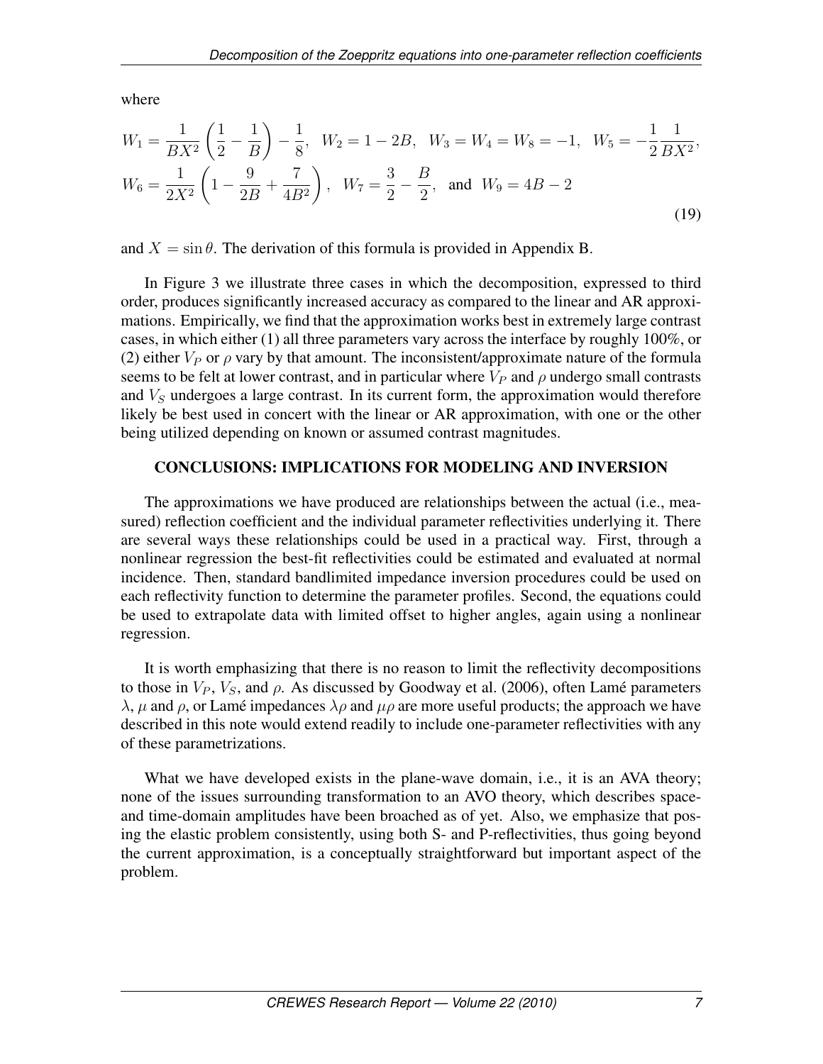where

$$W_1 = \frac{1}{BX^2}\left(\frac{1}{2} - \frac{1}{B}\right) - \frac{1}{8}, \;\; W_2 = 1 - 2B, \;\; W_3 = W_4 = W_8 = -1, \;\; W_5 = -\frac{1}{2}\frac{1}{BX^2},$$

$$W_6 = \frac{1}{2X^2}\left(1 - \frac{9}{2B} + \frac{7}{4B^2}\right), \;\; W_7 = \frac{3}{2} - \frac{B}{2}, \;\; \text{and} \;\; W_9 = 4B - 2 \tag{19}$$

and $X = \sin\theta$. The derivation of this formula is provided in Appendix B.

In Figure 3 we illustrate three cases in which the decomposition, expressed to third order, produces significantly increased accuracy as compared to the linear and AR approximations. Empirically, we find that the approximation works best in extremely large contrast cases, in which either (1) all three parameters vary across the interface by roughly 100%, or (2) either $V_P$ or $\rho$ vary by that amount. The inconsistent/approximate nature of the formula seems to be felt at lower contrast, and in particular where $V_P$ and $\rho$ undergo small contrasts and $V_S$ undergoes a large contrast. In its current form, the approximation would therefore likely be best used in concert with the linear or AR approximation, with one or the other being utilized depending on known or assumed contrast magnitudes.

## CONCLUSIONS: IMPLICATIONS FOR MODELING AND INVERSION

The approximations we have produced are relationships between the actual (i.e., measured) reflection coefficient and the individual parameter reflectivities underlying it. There are several ways these relationships could be used in a practical way. First, through a nonlinear regression the best-fit reflectivities could be estimated and evaluated at normal incidence. Then, standard bandlimited impedance inversion procedures could be used on each reflectivity function to determine the parameter profiles. Second, the equations could be used to extrapolate data with limited offset to higher angles, again using a nonlinear regression.

It is worth emphasizing that there is no reason to limit the reflectivity decompositions to those in $V_P$, $V_S$, and $\rho$. As discussed by Goodway et al. (2006), often Lamé parameters $\lambda$, $\mu$ and $\rho$, or Lamé impedances $\lambda\rho$ and $\mu\rho$ are more useful products; the approach we have described in this note would extend readily to include one-parameter reflectivities with any of these parametrizations.

What we have developed exists in the plane-wave domain, i.e., it is an AVA theory; none of the issues surrounding transformation to an AVO theory, which describes space- and time-domain amplitudes have been broached as of yet. Also, we emphasize that posing the elastic problem consistently, using both S- and P-reflectivities, thus going beyond the current approximation, is a conceptually straightforward but important aspect of the problem.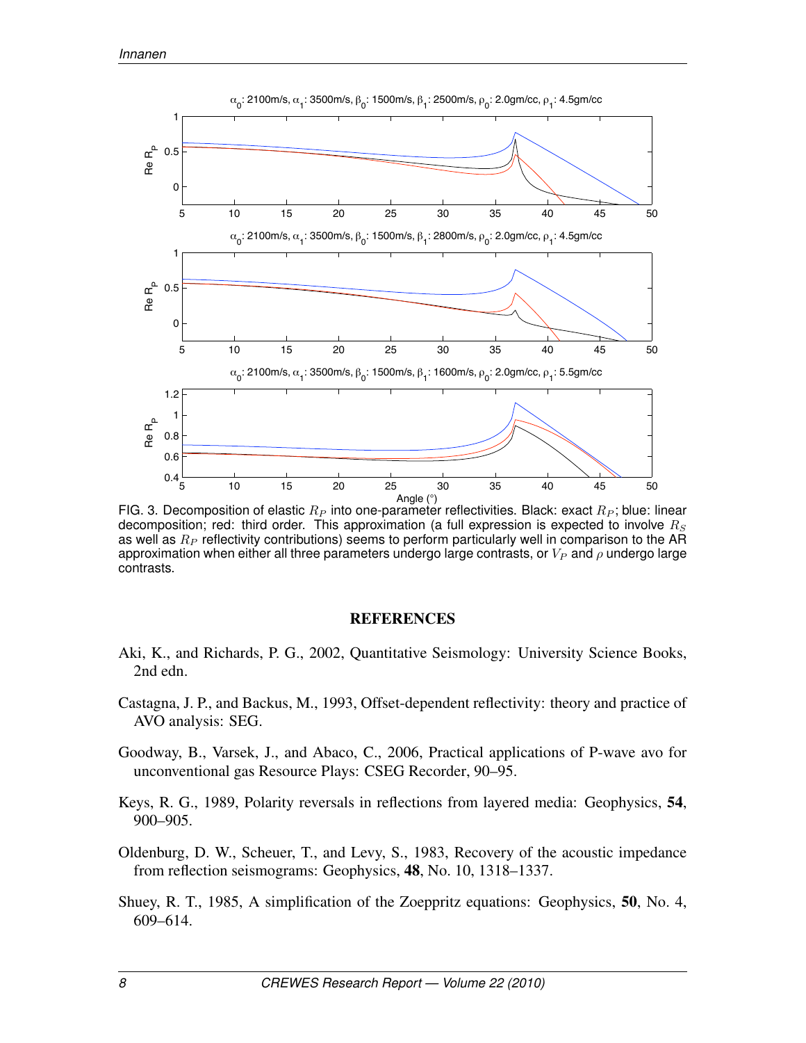FIG. 3. Decomposition of elastic $R_P$ into one-parameter reflectivities. Black: exact $R_P$; blue: linear decomposition; red: third order. This approximation (a full expression is expected to involve $R_S$ as well as $R_P$ reflectivity contributions) seems to perform particularly well in comparison to the AR approximation when either all three parameters undergo large contrasts, or $V_P$ and $\rho$ undergo large contrasts.

## REFERENCES

Aki, K., and Richards, P. G., 2002, Quantitative Seismology: University Science Books, 2nd edn.

Castagna, J. P., and Backus, M., 1993, Offset-dependent reflectivity: theory and practice of AVO analysis: SEG.

Goodway, B., Varsek, J., and Abaco, C., 2006, Practical applications of P-wave avo for unconventional gas Resource Plays: CSEG Recorder, 90–95.

Keys, R. G., 1989, Polarity reversals in reflections from layered media: Geophysics, **54**, 900–905.

Oldenburg, D. W., Scheuer, T., and Levy, S., 1983, Recovery of the acoustic impedance from reflection seismograms: Geophysics, **48**, No. 10, 1318–1337.

Shuey, R. T., 1985, A simplification of the Zoeppritz equations: Geophysics, **50**, No. 4, 609–614.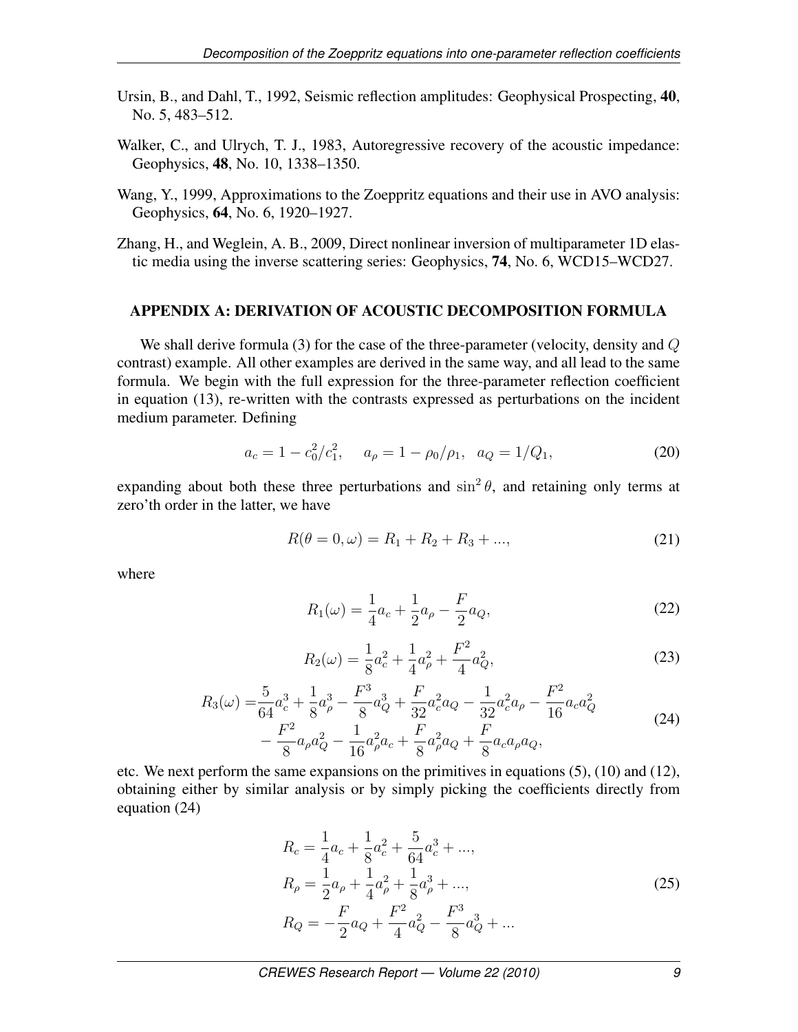Ursin, B., and Dahl, T., 1992, Seismic reflection amplitudes: Geophysical Prospecting, **40**, No. 5, 483–512.

Walker, C., and Ulrych, T. J., 1983, Autoregressive recovery of the acoustic impedance: Geophysics, **48**, No. 10, 1338–1350.

Wang, Y., 1999, Approximations to the Zoeppritz equations and their use in AVO analysis: Geophysics, **64**, No. 6, 1920–1927.

Zhang, H., and Weglein, A. B., 2009, Direct nonlinear inversion of multiparameter 1D elastic media using the inverse scattering series: Geophysics, **74**, No. 6, WCD15–WCD27.

## APPENDIX A: DERIVATION OF ACOUSTIC DECOMPOSITION FORMULA

We shall derive formula (3) for the case of the three-parameter (velocity, density and $Q$ contrast) example. All other examples are derived in the same way, and all lead to the same formula. We begin with the full expression for the three-parameter reflection coefficient in equation (13), re-written with the contrasts expressed as perturbations on the incident medium parameter. Defining

$$a_c = 1 - c_0^2/c_1^2, \quad a_\rho = 1 - \rho_0/\rho_1, \quad a_Q = 1/Q_1, \tag{20}$$

expanding about both these three perturbations and $\sin^2\theta$, and retaining only terms at zero'th order in the latter, we have

$$R(\theta = 0, \omega) = R_1 + R_2 + R_3 + ..., \tag{21}$$

where

$$R_1(\omega) = \frac{1}{4}a_c + \frac{1}{2}a_\rho - \frac{F}{2}a_Q, \tag{22}$$

$$R_2(\omega) = \frac{1}{8}a_c^2 + \frac{1}{4}a_\rho^2 + \frac{F^2}{4}a_Q^2, \tag{23}$$

$$\begin{aligned} R_3(\omega) = &\frac{5}{64}a_c^3 + \frac{1}{8}a_\rho^3 - \frac{F^3}{8}a_Q^3 + \frac{F}{32}a_c^2 a_Q - \frac{1}{32}a_c^2 a_\rho - \frac{F^2}{16}a_c a_Q^2 \\ &- \frac{F^2}{8}a_\rho a_Q^2 - \frac{1}{16}a_\rho^2 a_c + \frac{F}{8}a_\rho^2 a_Q + \frac{F}{8}a_c a_\rho a_Q, \end{aligned} \tag{24}$$

etc. We next perform the same expansions on the primitives in equations (5), (10) and (12), obtaining either by similar analysis or by simply picking the coefficients directly from equation (24)

$$\begin{aligned} R_c &= \frac{1}{4}a_c + \frac{1}{8}a_c^2 + \frac{5}{64}a_c^3 + ..., \\ R_\rho &= \frac{1}{2}a_\rho + \frac{1}{4}a_\rho^2 + \frac{1}{8}a_\rho^3 + ..., \\ R_Q &= -\frac{F}{2}a_Q + \frac{F^2}{4}a_Q^2 - \frac{F^3}{8}a_Q^3 + ... \end{aligned} \tag{25}$$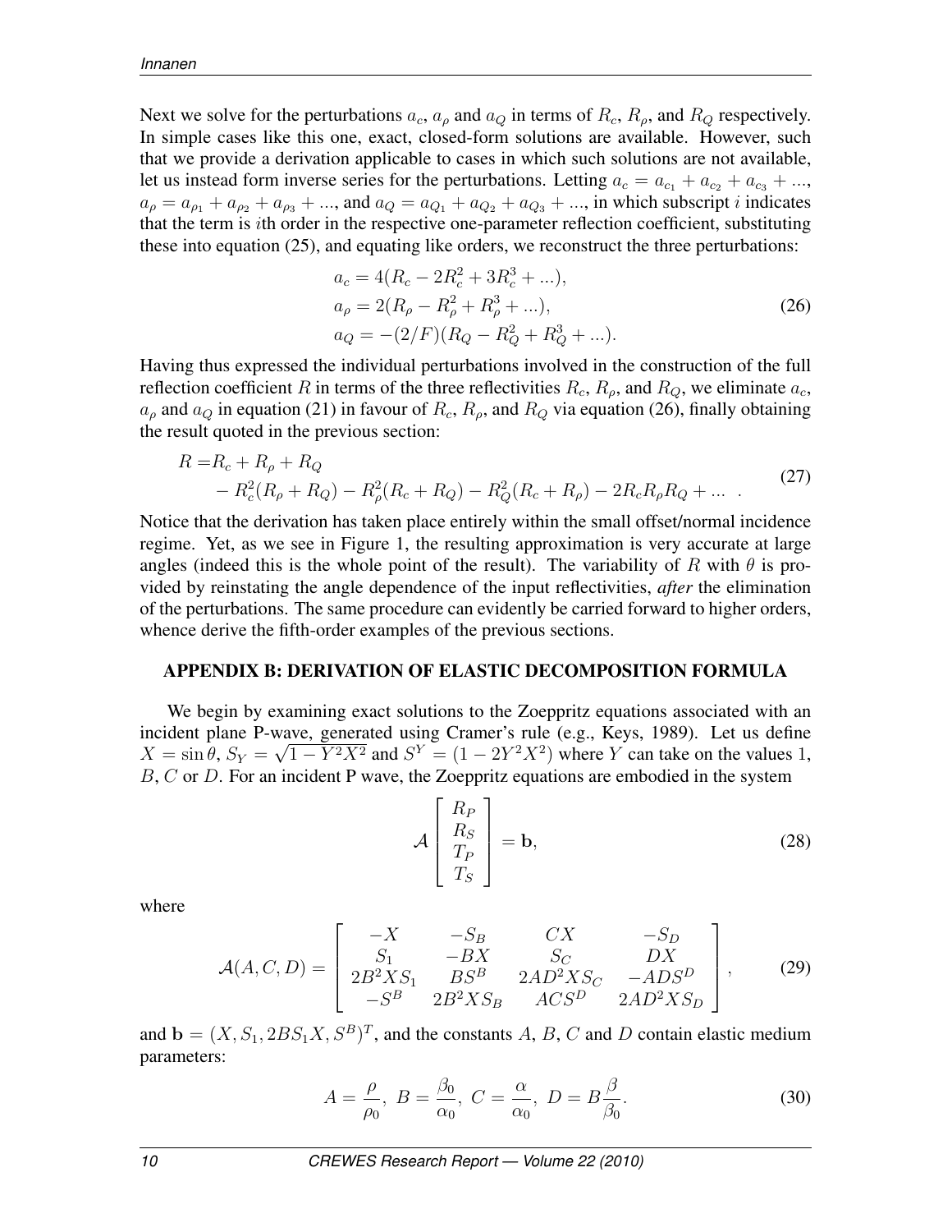Next we solve for the perturbations $a_c$, $a_\rho$ and $a_Q$ in terms of $R_c$, $R_\rho$, and $R_Q$ respectively. In simple cases like this one, exact, closed-form solutions are available. However, such that we provide a derivation applicable to cases in which such solutions are not available, let us instead form inverse series for the perturbations. Letting $a_c = a_{c_1} + a_{c_2} + a_{c_3} + ...$, $a_\rho = a_{\rho_1} + a_{\rho_2} + a_{\rho_3} + ...$, and $a_Q = a_{Q_1} + a_{Q_2} + a_{Q_3} + ...$, in which subscript $i$ indicates that the term is $i$th order in the respective one-parameter reflection coefficient, substituting these into equation (25), and equating like orders, we reconstruct the three perturbations:

$$
\begin{aligned}
a_c &= 4(R_c - 2R_c^2 + 3R_c^3 + ...), \\
a_\rho &= 2(R_\rho - R_\rho^2 + R_\rho^3 + ...), \\
a_Q &= -(2/F)(R_Q - R_Q^2 + R_Q^3 + ...).
\end{aligned}
\tag{26}
$$

Having thus expressed the individual perturbations involved in the construction of the full reflection coefficient $R$ in terms of the three reflectivities $R_c$, $R_\rho$, and $R_Q$, we eliminate $a_c$, $a_\rho$ and $a_Q$ in equation (21) in favour of $R_c$, $R_\rho$, and $R_Q$ via equation (26), finally obtaining the result quoted in the previous section:

$$
\begin{aligned}
R =& R_c + R_\rho + R_Q \\
&- R_c^2(R_\rho + R_Q) - R_\rho^2(R_c + R_Q) - R_Q^2(R_c + R_\rho) - 2R_c R_\rho R_Q + ... \ .
\end{aligned}
\tag{27}
$$

Notice that the derivation has taken place entirely within the small offset/normal incidence regime. Yet, as we see in Figure 1, the resulting approximation is very accurate at large angles (indeed this is the whole point of the result). The variability of $R$ with $\theta$ is provided by reinstating the angle dependence of the input reflectivities, *after* the elimination of the perturbations. The same procedure can evidently be carried forward to higher orders, whence derive the fifth-order examples of the previous sections.

## APPENDIX B: DERIVATION OF ELASTIC DECOMPOSITION FORMULA

We begin by examining exact solutions to the Zoeppritz equations associated with an incident plane P-wave, generated using Cramer's rule (e.g., Keys, 1989). Let us define $X = \sin\theta$, $S_Y = \sqrt{1 - Y^2X^2}$ and $S^Y = (1 - 2Y^2X^2)$ where $Y$ can take on the values 1, $B$, $C$ or $D$. For an incident P wave, the Zoeppritz equations are embodied in the system

$$
\mathcal{A} \begin{bmatrix} R_P \\ R_S \\ T_P \\ T_S \end{bmatrix} = \mathbf{b},
\tag{28}
$$

where

$$
\mathcal{A}(A, C, D) = \begin{bmatrix} -X & -S_B & CX & -S_D \\ S_1 & -BX & S_C & DX \\ 2B^2XS_1 & BS^B & 2AD^2XS_C & -ADS^D \\ -S^B & 2B^2XS_B & ACS^D & 2AD^2XS_D \end{bmatrix},
\tag{29}
$$

and $\mathbf{b} = (X, S_1, 2BS_1X, S^B)^T$, and the constants $A$, $B$, $C$ and $D$ contain elastic medium parameters:

$$
A = \frac{\rho}{\rho_0},\ B = \frac{\beta_0}{\alpha_0},\ C = \frac{\alpha}{\alpha_0},\ D = B\frac{\beta}{\beta_0}.
\tag{30}
$$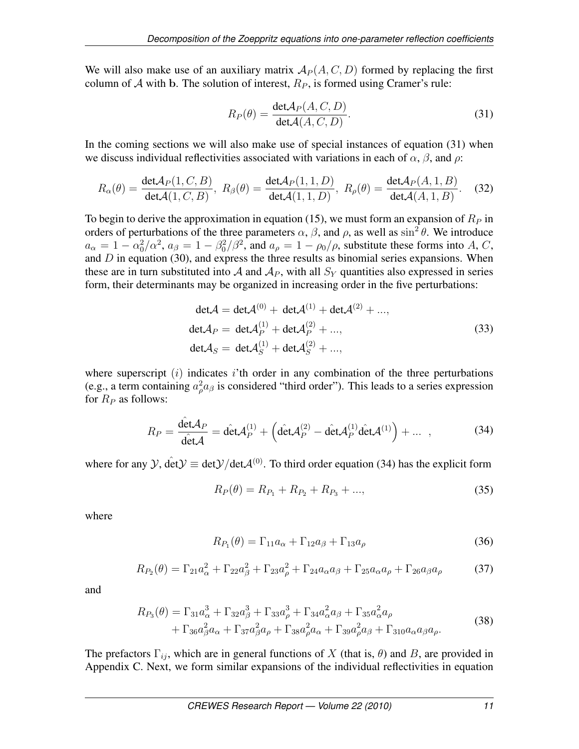We will also make use of an auxiliary matrix $\mathcal{A}_P(A, C, D)$ formed by replacing the first column of $\mathcal{A}$ with $\mathbf{b}$. The solution of interest, $R_P$, is formed using Cramer's rule:

$$R_P(\theta) = \frac{\det\mathcal{A}_P(A, C, D)}{\det\mathcal{A}(A, C, D)}. \tag{31}$$

In the coming sections we will also make use of special instances of equation (31) when we discuss individual reflectivities associated with variations in each of $\alpha$, $\beta$, and $\rho$:

$$R_\alpha(\theta) = \frac{\det\mathcal{A}_P(1, C, B)}{\det\mathcal{A}(1, C, B)},\ R_\beta(\theta) = \frac{\det\mathcal{A}_P(1, 1, D)}{\det\mathcal{A}(1, 1, D)},\ R_\rho(\theta) = \frac{\det\mathcal{A}_P(A, 1, B)}{\det\mathcal{A}(A, 1, B)}. \tag{32}$$

To begin to derive the approximation in equation (15), we must form an expansion of $R_P$ in orders of perturbations of the three parameters $\alpha$, $\beta$, and $\rho$, as well as $\sin^2\theta$. We introduce $a_\alpha = 1 - \alpha_0^2/\alpha^2$, $a_\beta = 1 - \beta_0^2/\beta^2$, and $a_\rho = 1 - \rho_0/\rho$, substitute these forms into $A$, $C$, and $D$ in equation (30), and express the three results as binomial series expansions. When these are in turn substituted into $\mathcal{A}$ and $\mathcal{A}_P$, with all $S_Y$ quantities also expressed in series form, their determinants may be organized in increasing order in the five perturbations:

$$\begin{aligned}
\det\mathcal{A} &= \det\mathcal{A}^{(0)} + \det\mathcal{A}^{(1)} + \det\mathcal{A}^{(2)} + ..., \\
\det\mathcal{A}_P &= \det\mathcal{A}_P^{(1)} + \det\mathcal{A}_P^{(2)} + ..., \\
\det\mathcal{A}_S &= \det\mathcal{A}_S^{(1)} + \det\mathcal{A}_S^{(2)} + ...,
\end{aligned} \tag{33}$$

where superscript $(i)$ indicates $i$'th order in any combination of the three perturbations (e.g., a term containing $a_\rho^2 a_\beta$ is considered "third order"). This leads to a series expression for $R_P$ as follows:

$$R_P = \frac{\hat{\det}\mathcal{A}_P}{\hat{\det}\mathcal{A}} = \hat{\det}\mathcal{A}_P^{(1)} + \left(\hat{\det}\mathcal{A}_P^{(2)} - \hat{\det}\mathcal{A}_P^{(1)}\hat{\det}\mathcal{A}^{(1)}\right) + ...\ \ , \tag{34}$$

where for any $\mathcal{Y}$, $\hat{\det}\mathcal{Y} \equiv \det\mathcal{Y}/\det\mathcal{A}^{(0)}$. To third order equation (34) has the explicit form

$$R_P(\theta) = R_{P_1} + R_{P_2} + R_{P_3} + ..., \tag{35}$$

where

$$R_{P_1}(\theta) = \Gamma_{11}a_\alpha + \Gamma_{12}a_\beta + \Gamma_{13}a_\rho \tag{36}$$

$$R_{P_2}(\theta) = \Gamma_{21}a_\alpha^2 + \Gamma_{22}a_\beta^2 + \Gamma_{23}a_\rho^2 + \Gamma_{24}a_\alpha a_\beta + \Gamma_{25}a_\alpha a_\rho + \Gamma_{26}a_\beta a_\rho \tag{37}$$

and

$$\begin{aligned}
R_{P_3}(\theta) &= \Gamma_{31}a_\alpha^3 + \Gamma_{32}a_\beta^3 + \Gamma_{33}a_\rho^3 + \Gamma_{34}a_\alpha^2 a_\beta + \Gamma_{35}a_\alpha^2 a_\rho \\
&+ \Gamma_{36}a_\beta^2 a_\alpha + \Gamma_{37}a_\beta^2 a_\rho + \Gamma_{38}a_\rho^2 a_\alpha + \Gamma_{39}a_\rho^2 a_\beta + \Gamma_{310}a_\alpha a_\beta a_\rho.
\end{aligned} \tag{38}$$

The prefactors $\Gamma_{ij}$, which are in general functions of $X$ (that is, $\theta$) and $B$, are provided in Appendix C. Next, we form similar expansions of the individual reflectivities in equation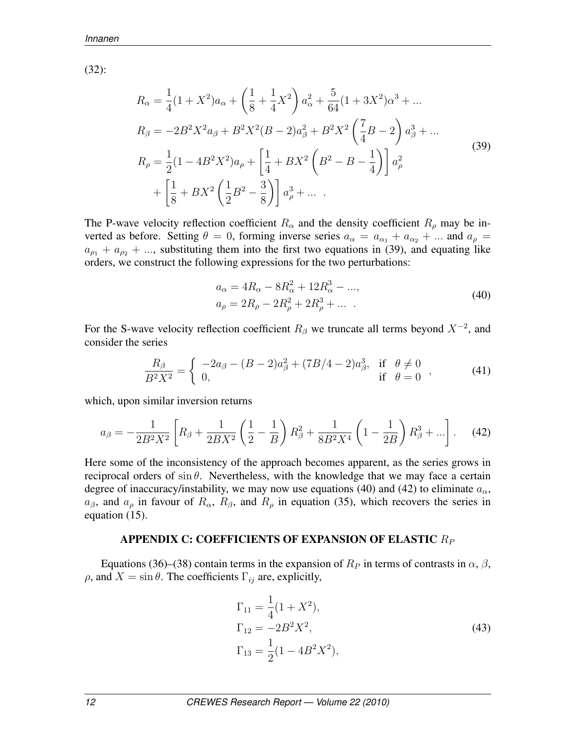(32):

$$
\begin{aligned}
R_\alpha &= \frac{1}{4}(1+X^2)a_\alpha + \left(\frac{1}{8}+\frac{1}{4}X^2\right)a_\alpha^2 + \frac{5}{64}(1+3X^2)\alpha^3 + ... \\
R_\beta &= -2B^2X^2 a_\beta + B^2X^2(B-2)a_\beta^2 + B^2X^2\left(\frac{7}{4}B-2\right)a_\beta^3 + ... \\
R_\rho &= \frac{1}{2}(1-4B^2X^2)a_\rho + \left[\frac{1}{4}+BX^2\left(B^2-B-\frac{1}{4}\right)\right]a_\rho^2 \\
&\quad + \left[\frac{1}{8}+BX^2\left(\frac{1}{2}B^2-\frac{3}{8}\right)\right]a_\rho^3 + ... \ .
\end{aligned}
\tag{39}
$$

The P-wave velocity reflection coefficient $R_\alpha$ and the density coefficient $R_\rho$ may be inverted as before. Setting $\theta = 0$, forming inverse series $a_\alpha = a_{\alpha_1} + a_{\alpha_2} + ...$ and $a_\rho = a_{\rho_1} + a_{\rho_2} + ...$, substituting them into the first two equations in (39), and equating like orders, we construct the following expressions for the two perturbations:

$$
\begin{aligned}
a_\alpha &= 4R_\alpha - 8R_\alpha^2 + 12R_\alpha^3 - ..., \\
a_\rho &= 2R_\rho - 2R_\rho^2 + 2R_\rho^3 + ... \ .
\end{aligned}
\tag{40}
$$

For the S-wave velocity reflection coefficient $R_\beta$ we truncate all terms beyond $X^{-2}$, and consider the series

$$
\frac{R_\beta}{B^2X^2} = \begin{cases} -2a_\beta - (B-2)a_\beta^2 + (7B/4-2)a_\beta^3, & \text{if} \quad \theta \neq 0 \\ 0, & \text{if} \quad \theta = 0 \end{cases},
\tag{41}
$$

which, upon similar inversion returns

$$
a_\beta = -\frac{1}{2B^2X^2}\left[R_\beta + \frac{1}{2BX^2}\left(\frac{1}{2}-\frac{1}{B}\right)R_\beta^2 + \frac{1}{8B^2X^4}\left(1-\frac{1}{2B}\right)R_\beta^3 + ...\right].
\tag{42}
$$

Here some of the inconsistency of the approach becomes apparent, as the series grows in reciprocal orders of $\sin\theta$. Nevertheless, with the knowledge that we may face a certain degree of inaccuracy/instability, we may now use equations (40) and (42) to eliminate $a_\alpha$, $a_\beta$, and $a_\rho$ in favour of $R_\alpha$, $R_\beta$, and $R_\rho$ in equation (35), which recovers the series in equation (15).

## APPENDIX C: COEFFICIENTS OF EXPANSION OF ELASTIC $R_P$

Equations (36)–(38) contain terms in the expansion of $R_P$ in terms of contrasts in $\alpha$, $\beta$, $\rho$, and $X = \sin\theta$. The coefficients $\Gamma_{ij}$ are, explicitly,

$$
\begin{aligned}
\Gamma_{11} &= \frac{1}{4}(1+X^2), \\
\Gamma_{12} &= -2B^2X^2, \\
\Gamma_{13} &= \frac{1}{2}(1-4B^2X^2),
\end{aligned}
\tag{43}
$$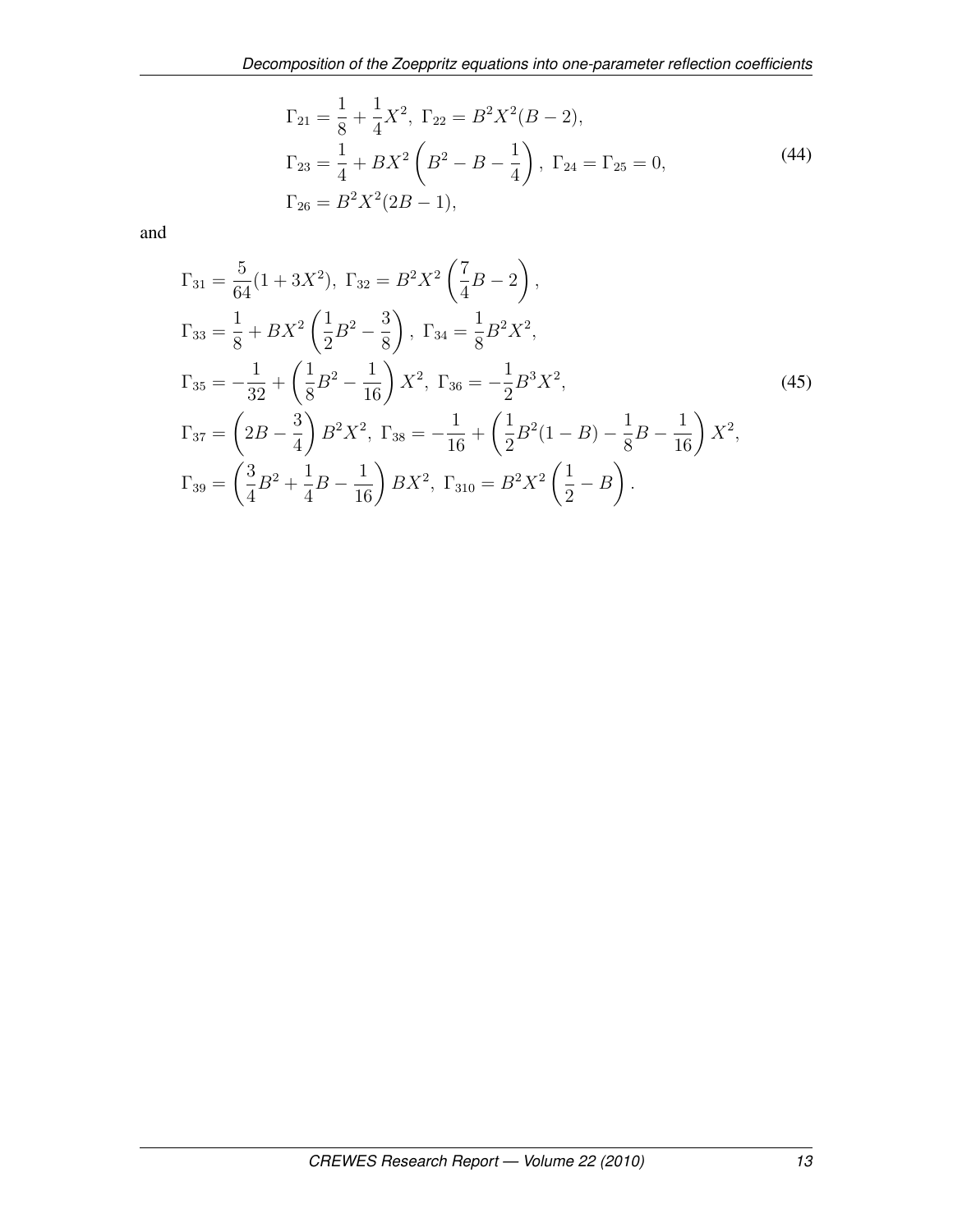$$
\begin{aligned}
&\Gamma_{21} = \frac{1}{8} + \frac{1}{4}X^2,\ \Gamma_{22} = B^2X^2(B-2),\\
&\Gamma_{23} = \frac{1}{4} + BX^2\left(B^2 - B - \frac{1}{4}\right),\ \Gamma_{24} = \Gamma_{25} = 0,\\
&\Gamma_{26} = B^2X^2(2B-1),
\end{aligned}
\tag{44}
$$

and

$$
\begin{aligned}
&\Gamma_{31} = \frac{5}{64}(1+3X^2),\ \Gamma_{32} = B^2X^2\left(\frac{7}{4}B - 2\right),\\
&\Gamma_{33} = \frac{1}{8} + BX^2\left(\frac{1}{2}B^2 - \frac{3}{8}\right),\ \Gamma_{34} = \frac{1}{8}B^2X^2,\\
&\Gamma_{35} = -\frac{1}{32} + \left(\frac{1}{8}B^2 - \frac{1}{16}\right)X^2,\ \Gamma_{36} = -\frac{1}{2}B^3X^2,\\
&\Gamma_{37} = \left(2B - \frac{3}{4}\right)B^2X^2,\ \Gamma_{38} = -\frac{1}{16} + \left(\frac{1}{2}B^2(1-B) - \frac{1}{8}B - \frac{1}{16}\right)X^2,\\
&\Gamma_{39} = \left(\frac{3}{4}B^2 + \frac{1}{4}B - \frac{1}{16}\right)BX^2,\ \Gamma_{310} = B^2X^2\left(\frac{1}{2} - B\right).
\end{aligned}
\tag{45}
$$